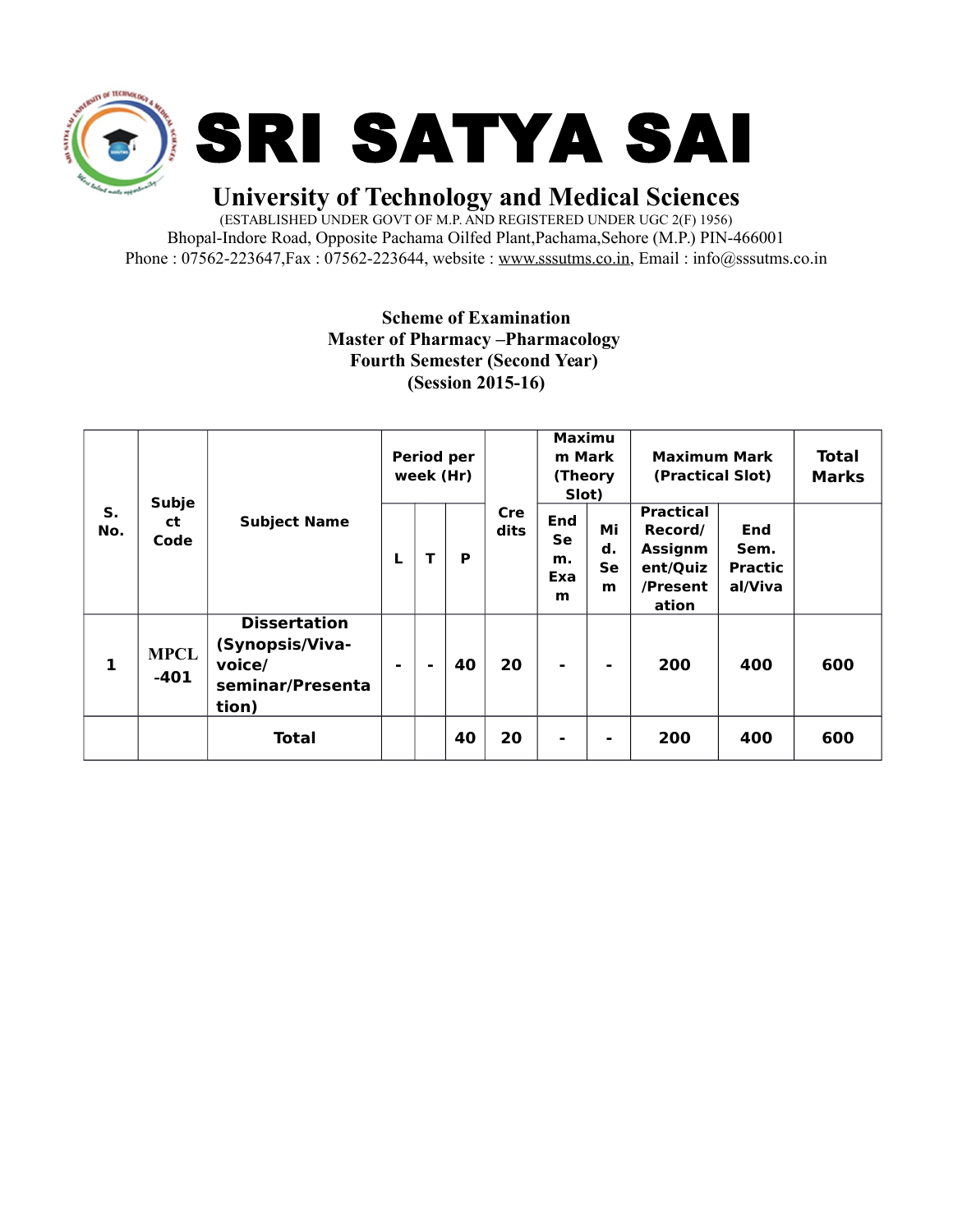# SRI SATYA SAI

## University of Technology and Medical Sciences

(ESTABLISHED UNDER GOVT OF M.P. AND REGISTERED UNDER UGC 2(F) 1956)

Bhopal-Indore Road, Opposite Pachama Oilfed Plant,Pachama,Sehore (M.P.) PIN-466001

Phone : 07562-223647,Fax : 07562-223644, website : www.sssutms.co.in, Email : info@sssutms.co.in

**Scheme of Examination**
**Master of Pharmacy –Pharmacology**
**Fourth Semester (Second Year)**
**(Session 2015-16)**

| S. No. | Subject Code | Subject Name | Period per week (Hr) | | | Credits | Maximum Mark (Theory Slot) | | Maximum Mark (Practical Slot) | | Total Marks |
|---|---|---|---|---|---|---|---|---|---|---|---|
| | | | L | T | P | | End Sem. Exam | Mid. Sem | Practical Record/ Assignment/Quiz /Presentation | End Sem. Practical/Viva | |
| 1 | MPCL -401 | Dissertation (Synopsis/Viva-voice/ seminar/Presentation) | - | - | 40 | 20 | - | - | 200 | 400 | 600 |
| | | Total | | | 40 | 20 | - | - | 200 | 400 | 600 |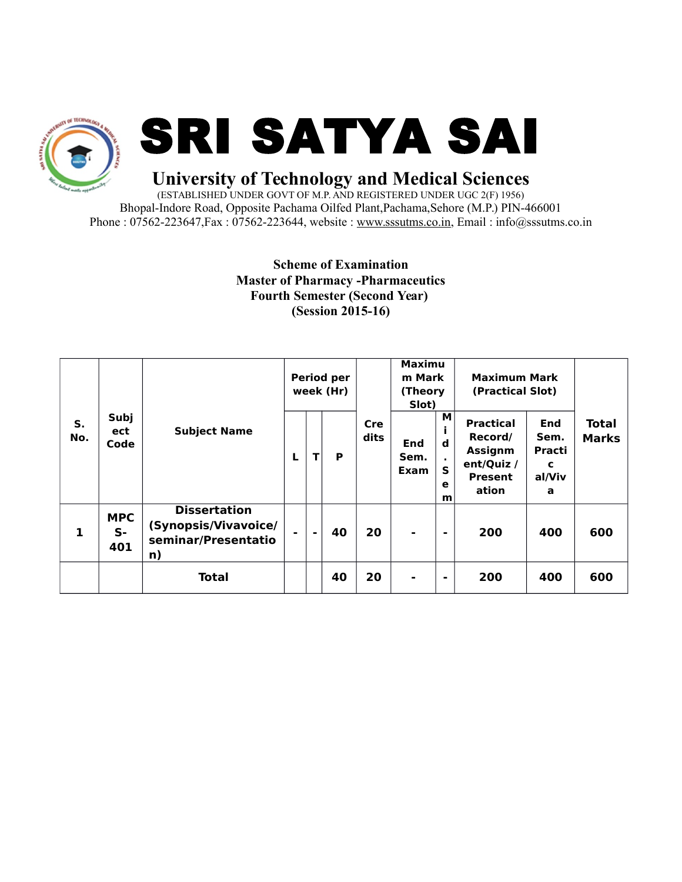# SRI SATYA SAI

## University of Technology and Medical Sciences

(ESTABLISHED UNDER GOVT OF M.P. AND REGISTERED UNDER UGC 2(F) 1956)

Bhopal-Indore Road, Opposite Pachama Oilfed Plant,Pachama,Sehore (M.P.) PIN-466001

Phone : 07562-223647,Fax : 07562-223644, website : www.sssutms.co.in, Email : info@sssutms.co.in

**Scheme of Examination**
**Master of Pharmacy -Pharmaceutics**
**Fourth Semester (Second Year)**
**(Session 2015-16)**

| S. No. | Subject Code | Subject Name | Period per week (Hr) | | | Credits | Maximum Mark (Theory Slot) | | Maximum Mark (Practical Slot) | | Total Marks |
|---|---|---|---|---|---|---|---|---|---|---|---|
| | | | L | T | P | | End Sem. Exam | Mid. Sem | Practical Record/ Assignment/Quiz / Presentation | End Sem. Practical/Viva | |
| 1 | MPCS-401 | Dissertation (Synopsis/Vivavoice/ seminar/Presentation) | - | - | 40 | 20 | - | - | 200 | 400 | 600 |
| | | Total | | | 40 | 20 | - | - | 200 | 400 | 600 |